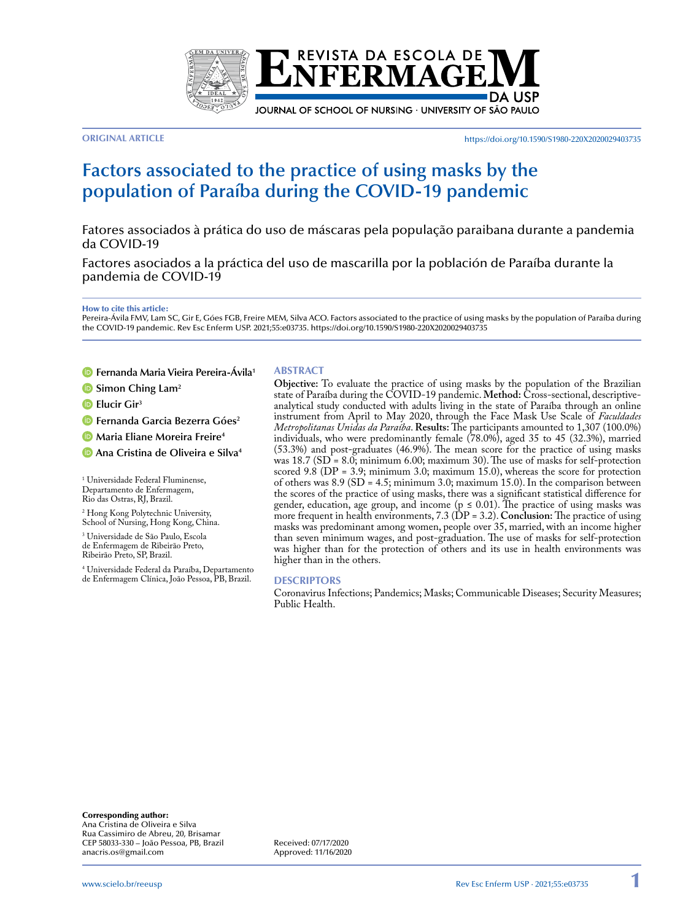ORIGINAL ARTICLE

https://doi.org/10.1590/S1980-220X2020029403735

# Factors associated to the practice of using masks by the population of Paraíba during the COVID-19 pandemic

Fatores associados à prática do uso de máscaras pela população paraibana durante a pandemia da COVID-19

Factores asociados a la práctica del uso de mascarilla por la población de Paraíba durante la pandemia de COVID-19

**How to cite this article:**
Pereira-Ávila FMV, Lam SC, Gir E, Góes FGB, Freire MEM, Silva ACO. Factors associated to the practice of using masks by the population of Paraíba during the COVID-19 pandemic. Rev Esc Enferm USP. 2021;55:e03735. https://doi.org/10.1590/S1980-220X2020029403735

**Fernanda Maria Vieira Pereira-Ávila**[1]
**Simon Ching Lam**[2]
**Elucir Gir**[3]
**Fernanda Garcia Bezerra Góes**[2]
**Maria Eliane Moreira Freire**[4]
**Ana Cristina de Oliveira e Silva**[4]

[1] Universidade Federal Fluminense, Departamento de Enfermagem, Rio das Ostras, RJ, Brazil.

[2] Hong Kong Polytechnic University, School of Nursing, Hong Kong, China.

[3] Universidade de São Paulo, Escola de Enfermagem de Ribeirão Preto, Ribeirão Preto, SP, Brazil.

[4] Universidade Federal da Paraíba, Departamento de Enfermagem Clínica, João Pessoa, PB, Brazil.

## ABSTRACT

**Objective:** To evaluate the practice of using masks by the population of the Brazilian state of Paraíba during the COVID-19 pandemic. **Method:** Cross-sectional, descriptive-analytical study conducted with adults living in the state of Paraíba through an online instrument from April to May 2020, through the Face Mask Use Scale of *Faculdades Metropolitanas Unidas da Paraíba*. **Results:** The participants amounted to 1,307 (100.0%) individuals, who were predominantly female (78.0%), aged 35 to 45 (32.3%), married (53.3%) and post-graduates (46.9%). The mean score for the practice of using masks was 18.7 (SD = 8.0; minimum 6.00; maximum 30). The use of masks for self-protection scored 9.8 (DP = 3.9; minimum 3.0; maximum 15.0), whereas the score for protection of others was 8.9 (SD = 4.5; minimum 3.0; maximum 15.0). In the comparison between the scores of the practice of using masks, there was a significant statistical difference for gender, education, age group, and income ($p \leq 0.01$). The practice of using masks was more frequent in health environments, 7.3 (DP = 3.2). **Conclusion:** The practice of using masks was predominant among women, people over 35, married, with an income higher than seven minimum wages, and post-graduation. The use of masks for self-protection was higher than for the protection of others and its use in health environments was higher than in the others.

## DESCRIPTORS

Coronavirus Infections; Pandemics; Masks; Communicable Diseases; Security Measures; Public Health.

**Corresponding author:**
Ana Cristina de Oliveira e Silva
Rua Cassimiro de Abreu, 20, Brisamar
CEP 58033-330 – João Pessoa, PB, Brazil
anacris.os@gmail.com

Received: 07/17/2020
Approved: 11/16/2020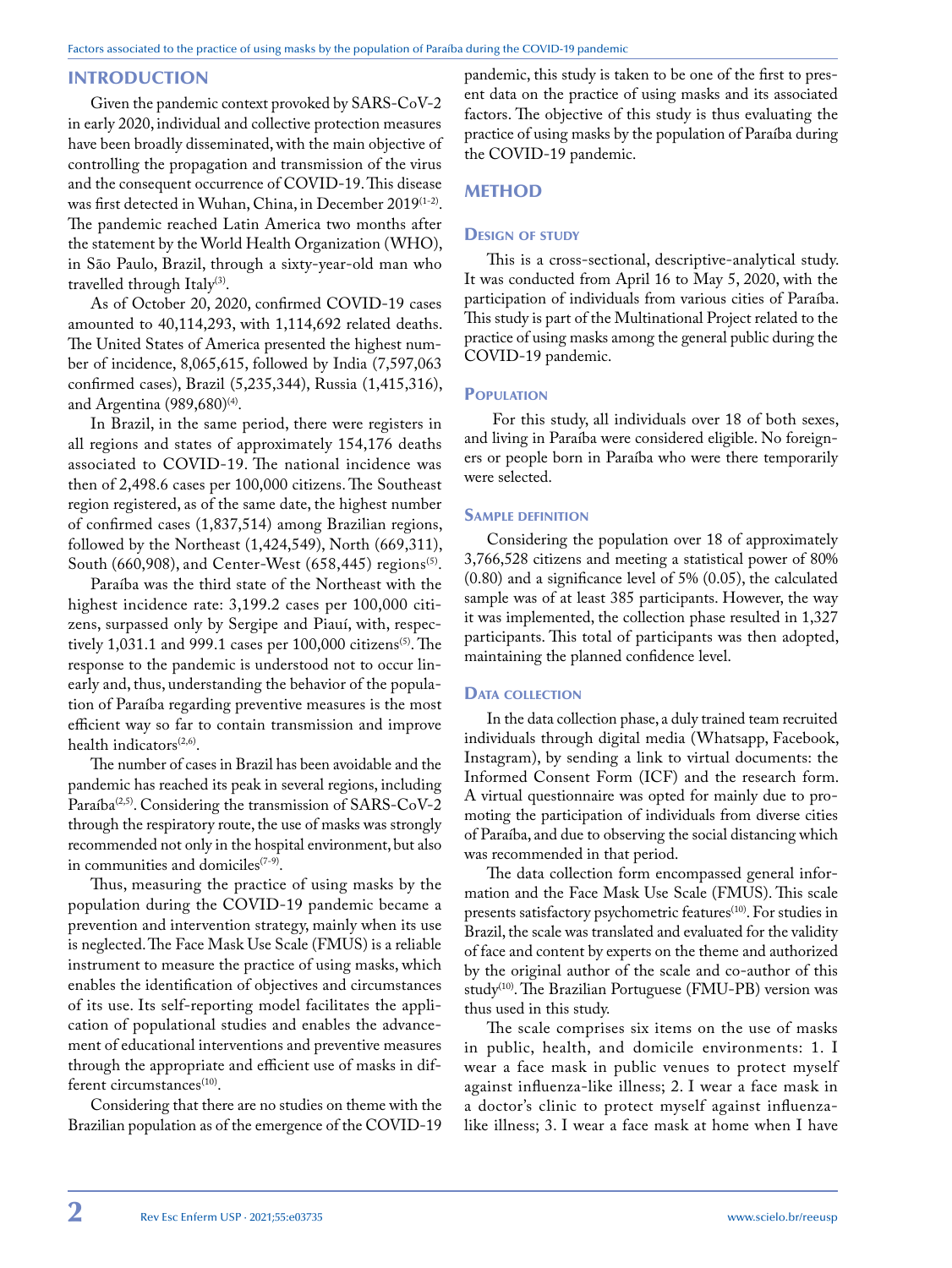## INTRODUCTION

Given the pandemic context provoked by SARS-CoV-2 in early 2020, individual and collective protection measures have been broadly disseminated, with the main objective of controlling the propagation and transmission of the virus and the consequent occurrence of COVID-19. This disease was first detected in Wuhan, China, in December 2019[1-2]. The pandemic reached Latin America two months after the statement by the World Health Organization (WHO), in São Paulo, Brazil, through a sixty-year-old man who travelled through Italy[3].

As of October 20, 2020, confirmed COVID-19 cases amounted to 40,114,293, with 1,114,692 related deaths. The United States of America presented the highest number of incidence, 8,065,615, followed by India (7,597,063 confirmed cases), Brazil (5,235,344), Russia (1,415,316), and Argentina (989,680)[4].

In Brazil, in the same period, there were registers in all regions and states of approximately 154,176 deaths associated to COVID-19. The national incidence was then of 2,498.6 cases per 100,000 citizens. The Southeast region registered, as of the same date, the highest number of confirmed cases (1,837,514) among Brazilian regions, followed by the Northeast (1,424,549), North (669,311), South (660,908), and Center-West (658,445) regions[5].

Paraíba was the third state of the Northeast with the highest incidence rate: 3,199.2 cases per 100,000 citizens, surpassed only by Sergipe and Piauí, with, respectively 1,031.1 and 999.1 cases per 100,000 citizens[5]. The response to the pandemic is understood not to occur linearly and, thus, understanding the behavior of the population of Paraíba regarding preventive measures is the most efficient way so far to contain transmission and improve health indicators[2,6].

The number of cases in Brazil has been avoidable and the pandemic has reached its peak in several regions, including Paraíba[2,5]. Considering the transmission of SARS-CoV-2 through the respiratory route, the use of masks was strongly recommended not only in the hospital environment, but also in communities and domiciles[7-9].

Thus, measuring the practice of using masks by the population during the COVID-19 pandemic became a prevention and intervention strategy, mainly when its use is neglected. The Face Mask Use Scale (FMUS) is a reliable instrument to measure the practice of using masks, which enables the identification of objectives and circumstances of its use. Its self-reporting model facilitates the application of populational studies and enables the advancement of educational interventions and preventive measures through the appropriate and efficient use of masks in different circumstances[10].

Considering that there are no studies on theme with the Brazilian population as of the emergence of the COVID-19 pandemic, this study is taken to be one of the first to present data on the practice of using masks and its associated factors. The objective of this study is thus evaluating the practice of using masks by the population of Paraíba during the COVID-19 pandemic.

## METHOD

### Design of study

This is a cross-sectional, descriptive-analytical study. It was conducted from April 16 to May 5, 2020, with the participation of individuals from various cities of Paraíba. This study is part of the Multinational Project related to the practice of using masks among the general public during the COVID-19 pandemic.

### Population

For this study, all individuals over 18 of both sexes, and living in Paraíba were considered eligible. No foreigners or people born in Paraíba who were there temporarily were selected.

### Sample definition

Considering the population over 18 of approximately 3,766,528 citizens and meeting a statistical power of 80% (0.80) and a significance level of 5% (0.05), the calculated sample was of at least 385 participants. However, the way it was implemented, the collection phase resulted in 1,327 participants. This total of participants was then adopted, maintaining the planned confidence level.

### Data collection

In the data collection phase, a duly trained team recruited individuals through digital media (Whatsapp, Facebook, Instagram), by sending a link to virtual documents: the Informed Consent Form (ICF) and the research form. A virtual questionnaire was opted for mainly due to promoting the participation of individuals from diverse cities of Paraíba, and due to observing the social distancing which was recommended in that period.

The data collection form encompassed general information and the Face Mask Use Scale (FMUS). This scale presents satisfactory psychometric features[10]. For studies in Brazil, the scale was translated and evaluated for the validity of face and content by experts on the theme and authorized by the original author of the scale and co-author of this study[10]. The Brazilian Portuguese (FMU-PB) version was thus used in this study.

The scale comprises six items on the use of masks in public, health, and domicile environments: 1. I wear a face mask in public venues to protect myself against influenza-like illness; 2. I wear a face mask in a doctor's clinic to protect myself against influenza-like illness; 3. I wear a face mask at home when I have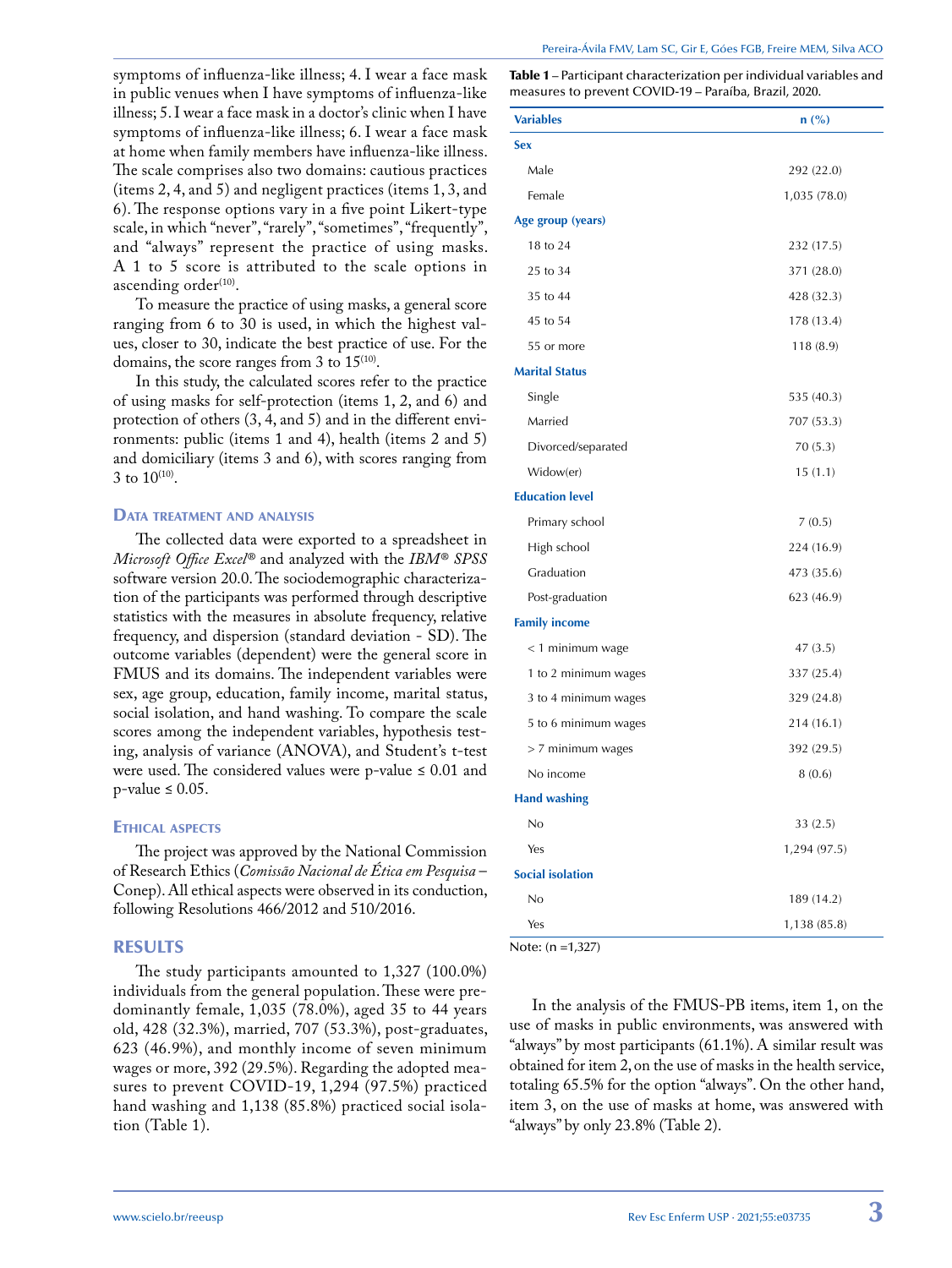symptoms of influenza-like illness; 4. I wear a face mask in public venues when I have symptoms of influenza-like illness; 5. I wear a face mask in a doctor's clinic when I have symptoms of influenza-like illness; 6. I wear a face mask at home when family members have influenza-like illness. The scale comprises also two domains: cautious practices (items 2, 4, and 5) and negligent practices (items 1, 3, and 6). The response options vary in a five point Likert-type scale, in which "never", "rarely", "sometimes", "frequently", and "always" represent the practice of using masks. A 1 to 5 score is attributed to the scale options in ascending order[10].

To measure the practice of using masks, a general score ranging from 6 to 30 is used, in which the highest values, closer to 30, indicate the best practice of use. For the domains, the score ranges from 3 to 15[10].

In this study, the calculated scores refer to the practice of using masks for self-protection (items 1, 2, and 6) and protection of others (3, 4, and 5) and in the different environments: public (items 1 and 4), health (items 2 and 5) and domiciliary (items 3 and 6), with scores ranging from 3 to 10[10].

### Data treatment and analysis

The collected data were exported to a spreadsheet in *Microsoft Office Excel*® and analyzed with the *IBM® SPSS* software version 20.0. The sociodemographic characterization of the participants was performed through descriptive statistics with the measures in absolute frequency, relative frequency, and dispersion (standard deviation - SD). The outcome variables (dependent) were the general score in FMUS and its domains. The independent variables were sex, age group, education, family income, marital status, social isolation, and hand washing. To compare the scale scores among the independent variables, hypothesis testing, analysis of variance (ANOVA), and Student's t-test were used. The considered values were p-value ≤ 0.01 and p-value ≤ 0.05.

### Ethical aspects

The project was approved by the National Commission of Research Ethics (*Comissão Nacional de Ética em Pesquisa* – Conep). All ethical aspects were observed in its conduction, following Resolutions 466/2012 and 510/2016.

## RESULTS

The study participants amounted to 1,327 (100.0%) individuals from the general population. These were predominantly female, 1,035 (78.0%), aged 35 to 44 years old, 428 (32.3%), married, 707 (53.3%), post-graduates, 623 (46.9%), and monthly income of seven minimum wages or more, 392 (29.5%). Regarding the adopted measures to prevent COVID-19, 1,294 (97.5%) practiced hand washing and 1,138 (85.8%) practiced social isolation (Table 1).

**Table 1** – Participant characterization per individual variables and measures to prevent COVID-19 – Paraíba, Brazil, 2020.

| Variables | n (%) |
|---|---|
| **Sex** | |
| Male | 292 (22.0) |
| Female | 1,035 (78.0) |
| **Age group (years)** | |
| 18 to 24 | 232 (17.5) |
| 25 to 34 | 371 (28.0) |
| 35 to 44 | 428 (32.3) |
| 45 to 54 | 178 (13.4) |
| 55 or more | 118 (8.9) |
| **Marital Status** | |
| Single | 535 (40.3) |
| Married | 707 (53.3) |
| Divorced/separated | 70 (5.3) |
| Widow(er) | 15 (1.1) |
| **Education level** | |
| Primary school | 7 (0.5) |
| High school | 224 (16.9) |
| Graduation | 473 (35.6) |
| Post-graduation | 623 (46.9) |
| **Family income** | |
| < 1 minimum wage | 47 (3.5) |
| 1 to 2 minimum wages | 337 (25.4) |
| 3 to 4 minimum wages | 329 (24.8) |
| 5 to 6 minimum wages | 214 (16.1) |
| > 7 minimum wages | 392 (29.5) |
| No income | 8 (0.6) |
| **Hand washing** | |
| No | 33 (2.5) |
| Yes | 1,294 (97.5) |
| **Social isolation** | |
| No | 189 (14.2) |
| Yes | 1,138 (85.8) |

Note: (n =1,327)

In the analysis of the FMUS-PB items, item 1, on the use of masks in public environments, was answered with "always" by most participants (61.1%). A similar result was obtained for item 2, on the use of masks in the health service, totaling 65.5% for the option "always". On the other hand, item 3, on the use of masks at home, was answered with "always" by only 23.8% (Table 2).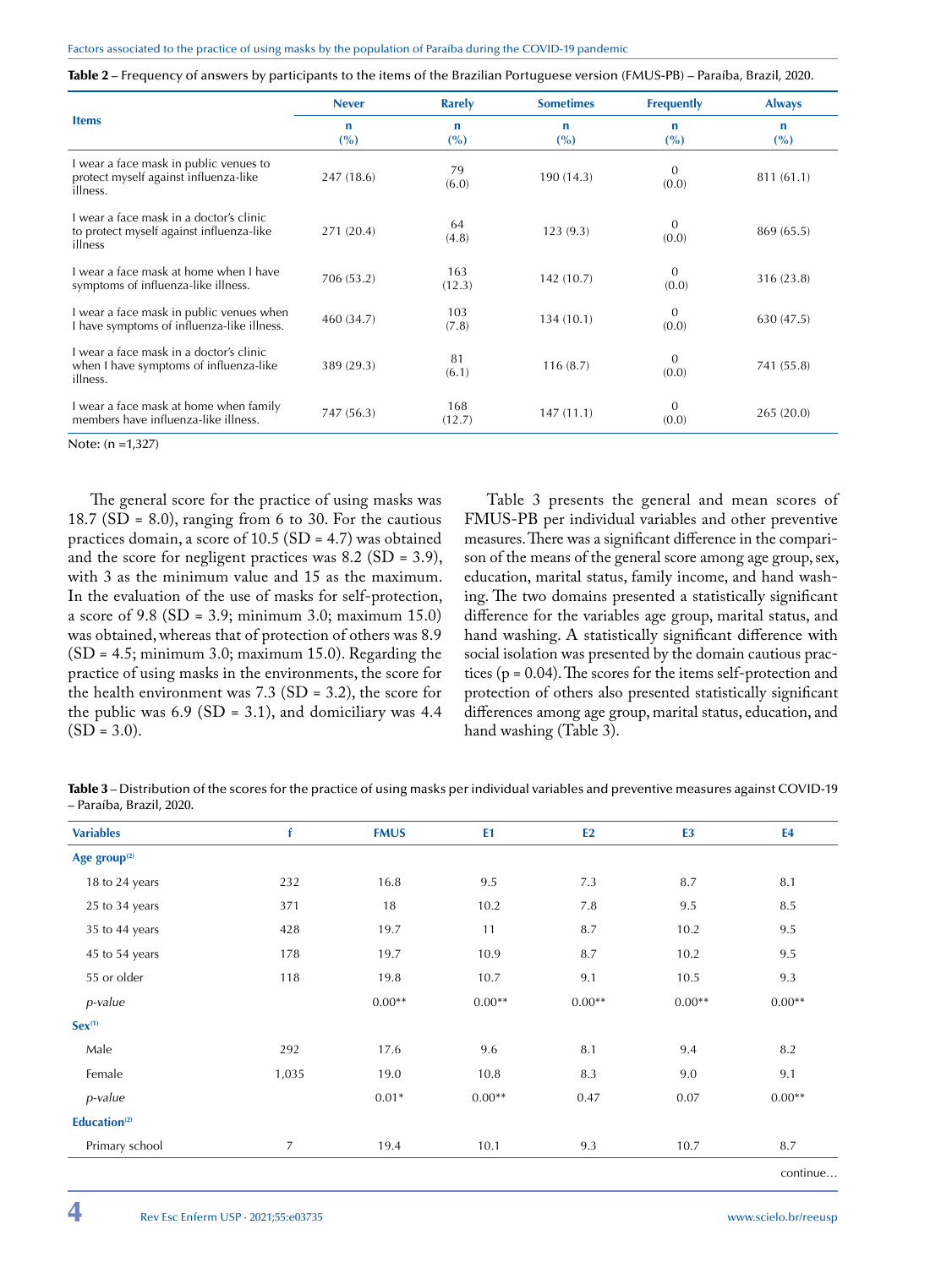**Table 2** – Frequency of answers by participants to the items of the Brazilian Portuguese version (FMUS-PB) – Paraíba, Brazil, 2020.

| Items | Never | Rarely | Sometimes | Frequently | Always |
|---|---|---|---|---|---|
| | n (%) | n (%) | n (%) | n (%) | n (%) |
| I wear a face mask in public venues to protect myself against influenza-like illness. | 247 (18.6) | 79 (6.0) | 190 (14.3) | 0 (0.0) | 811 (61.1) |
| I wear a face mask in a doctor's clinic to protect myself against influenza-like illness | 271 (20.4) | 64 (4.8) | 123 (9.3) | 0 (0.0) | 869 (65.5) |
| I wear a face mask at home when I have symptoms of influenza-like illness. | 706 (53.2) | 163 (12.3) | 142 (10.7) | 0 (0.0) | 316 (23.8) |
| I wear a face mask in public venues when I have symptoms of influenza-like illness. | 460 (34.7) | 103 (7.8) | 134 (10.1) | 0 (0.0) | 630 (47.5) |
| I wear a face mask in a doctor's clinic when I have symptoms of influenza-like illness. | 389 (29.3) | 81 (6.1) | 116 (8.7) | 0 (0.0) | 741 (55.8) |
| I wear a face mask at home when family members have influenza-like illness. | 747 (56.3) | 168 (12.7) | 147 (11.1) | 0 (0.0) | 265 (20.0) |

Note: (n =1,327)

The general score for the practice of using masks was 18.7 (SD = 8.0), ranging from 6 to 30. For the cautious practices domain, a score of 10.5 (SD = 4.7) was obtained and the score for negligent practices was 8.2 (SD = 3.9), with 3 as the minimum value and 15 as the maximum. In the evaluation of the use of masks for self-protection, a score of 9.8 (SD = 3.9; minimum 3.0; maximum 15.0) was obtained, whereas that of protection of others was 8.9 (SD = 4.5; minimum 3.0; maximum 15.0). Regarding the practice of using masks in the environments, the score for the health environment was 7.3 (SD = 3.2), the score for the public was 6.9 (SD = 3.1), and domiciliary was 4.4 (SD = 3.0).

Table 3 presents the general and mean scores of FMUS-PB per individual variables and other preventive measures. There was a significant difference in the comparison of the means of the general score among age group, sex, education, marital status, family income, and hand washing. The two domains presented a statistically significant difference for the variables age group, marital status, and hand washing. A statistically significant difference with social isolation was presented by the domain cautious practices (p = 0.04). The scores for the items self-protection and protection of others also presented statistically significant differences among age group, marital status, education, and hand washing (Table 3).

**Table 3** – Distribution of the scores for the practice of using masks per individual variables and preventive measures against COVID-19 – Paraíba, Brazil, 2020.

| Variables | f | FMUS | E1 | E2 | E3 | E4 |
|---|---|---|---|---|---|---|
| **Age group**[2] | | | | | | |
| 18 to 24 years | 232 | 16.8 | 9.5 | 7.3 | 8.7 | 8.1 |
| 25 to 34 years | 371 | 18 | 10.2 | 7.8 | 9.5 | 8.5 |
| 35 to 44 years | 428 | 19.7 | 11 | 8.7 | 10.2 | 9.5 |
| 45 to 54 years | 178 | 19.7 | 10.9 | 8.7 | 10.2 | 9.5 |
| 55 or older | 118 | 19.8 | 10.7 | 9.1 | 10.5 | 9.3 |
| *p-value* | | 0.00** | 0.00** | 0.00** | 0.00** | 0.00** |
| **Sex**[1] | | | | | | |
| Male | 292 | 17.6 | 9.6 | 8.1 | 9.4 | 8.2 |
| Female | 1,035 | 19.0 | 10.8 | 8.3 | 9.0 | 9.1 |
| *p-value* | | 0.01* | 0.00** | 0.47 | 0.07 | 0.00** |
| **Education**[2] | | | | | | |
| Primary school | 7 | 19.4 | 10.1 | 9.3 | 10.7 | 8.7 |

continue…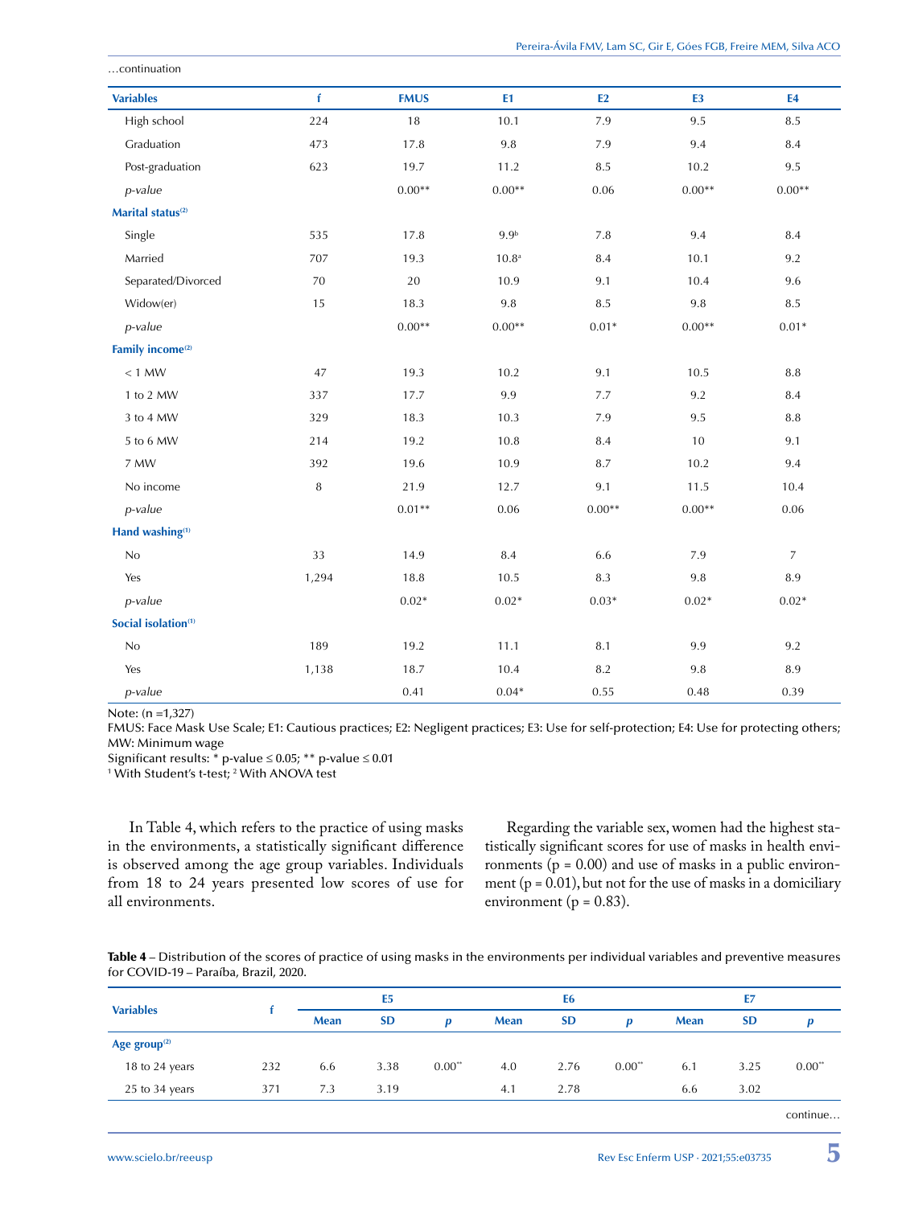…continuation

| Variables | f | FMUS | E1 | E2 | E3 | E4 |
|---|---|---|---|---|---|---|
| High school | 224 | 18 | 10.1 | 7.9 | 9.5 | 8.5 |
| Graduation | 473 | 17.8 | 9.8 | 7.9 | 9.4 | 8.4 |
| Post-graduation | 623 | 19.7 | 11.2 | 8.5 | 10.2 | 9.5 |
| *p-value* | | 0.00** | 0.00** | 0.06 | 0.00** | 0.00** |
| **Marital status**[(2)] | | | | | | |
| Single | 535 | 17.8 | 9.9[b] | 7.8 | 9.4 | 8.4 |
| Married | 707 | 19.3 | 10.8[a] | 8.4 | 10.1 | 9.2 |
| Separated/Divorced | 70 | 20 | 10.9 | 9.1 | 10.4 | 9.6 |
| Widow(er) | 15 | 18.3 | 9.8 | 8.5 | 9.8 | 8.5 |
| *p-value* | | 0.00** | 0.00** | 0.01* | 0.00** | 0.01* |
| **Family income**[(2)] | | | | | | |
| < 1 MW | 47 | 19.3 | 10.2 | 9.1 | 10.5 | 8.8 |
| 1 to 2 MW | 337 | 17.7 | 9.9 | 7.7 | 9.2 | 8.4 |
| 3 to 4 MW | 329 | 18.3 | 10.3 | 7.9 | 9.5 | 8.8 |
| 5 to 6 MW | 214 | 19.2 | 10.8 | 8.4 | 10 | 9.1 |
| 7 MW | 392 | 19.6 | 10.9 | 8.7 | 10.2 | 9.4 |
| No income | 8 | 21.9 | 12.7 | 9.1 | 11.5 | 10.4 |
| *p-value* | | 0.01** | 0.06 | 0.00** | 0.00** | 0.06 |
| **Hand washing**[(1)] | | | | | | |
| No | 33 | 14.9 | 8.4 | 6.6 | 7.9 | 7 |
| Yes | 1,294 | 18.8 | 10.5 | 8.3 | 9.8 | 8.9 |
| *p-value* | | 0.02* | 0.02* | 0.03* | 0.02* | 0.02* |
| **Social isolation**[(1)] | | | | | | |
| No | 189 | 19.2 | 11.1 | 8.1 | 9.9 | 9.2 |
| Yes | 1,138 | 18.7 | 10.4 | 8.2 | 9.8 | 8.9 |
| *p-value* | | 0.41 | 0.04* | 0.55 | 0.48 | 0.39 |

Note: (n =1,327)
FMUS: Face Mask Use Scale; E1: Cautious practices; E2: Negligent practices; E3: Use for self-protection; E4: Use for protecting others; MW: Minimum wage
Significant results: * p-value ≤ 0.05; ** p-value ≤ 0.01
[1] With Student's t-test; [2] With ANOVA test

In Table 4, which refers to the practice of using masks in the environments, a statistically significant difference is observed among the age group variables. Individuals from 18 to 24 years presented low scores of use for all environments.

Regarding the variable sex, women had the highest statistically significant scores for use of masks in health environments (p = 0.00) and use of masks in a public environment (p = 0.01), but not for the use of masks in a domiciliary environment (p = 0.83).

**Table 4** – Distribution of the scores of practice of using masks in the environments per individual variables and preventive measures for COVID-19 – Paraíba, Brazil, 2020.

| Variables | f | E5 | | | E6 | | | E7 | | |
|---|---|---|---|---|---|---|---|---|---|---|
| | | Mean | SD | *p* | Mean | SD | *p* | Mean | SD | *p* |
| **Age group**[(2)] | | | | | | | | | | |
| 18 to 24 years | 232 | 6.6 | 3.38 | 0.00** | 4.0 | 2.76 | 0.00** | 6.1 | 3.25 | 0.00** |
| 25 to 34 years | 371 | 7.3 | 3.19 | | 4.1 | 2.78 | | 6.6 | 3.02 | |

continue…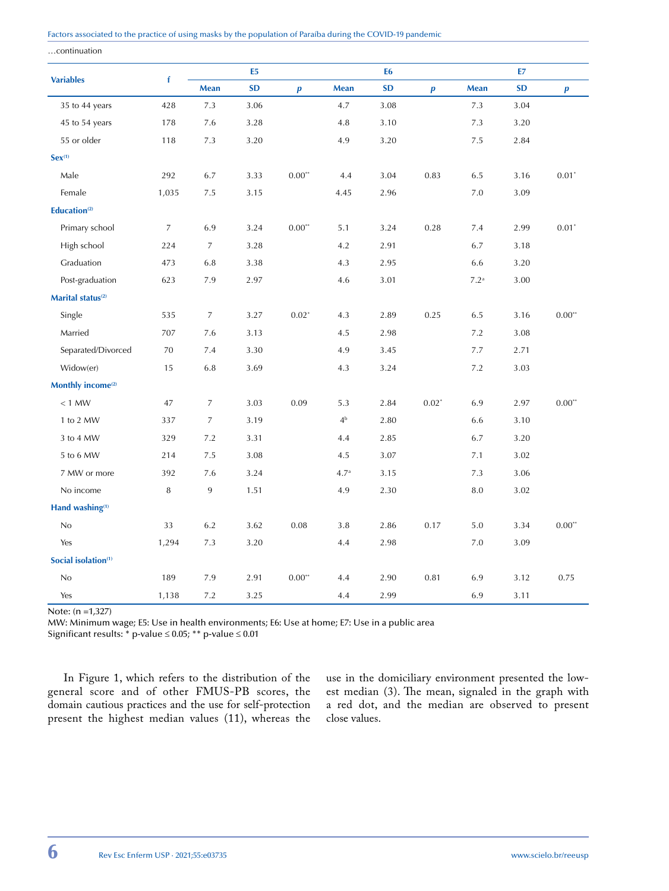…continuation

| Variables | f | E5 | | | E6 | | | E7 | | |
|---|---|---|---|---|---|---|---|---|---|---|
| | | Mean | SD | *p* | Mean | SD | *p* | Mean | SD | *p* |
| 35 to 44 years | 428 | 7.3 | 3.06 | | 4.7 | 3.08 | | 7.3 | 3.04 | |
| 45 to 54 years | 178 | 7.6 | 3.28 | | 4.8 | 3.10 | | 7.3 | 3.20 | |
| 55 or older | 118 | 7.3 | 3.20 | | 4.9 | 3.20 | | 7.5 | 2.84 | |
| **Sex**[(1)] | | | | | | | | | | |
| Male | 292 | 6.7 | 3.33 | 0.00** | 4.4 | 3.04 | 0.83 | 6.5 | 3.16 | 0.01* |
| Female | 1,035 | 7.5 | 3.15 | | 4.45 | 2.96 | | 7.0 | 3.09 | |
| **Education**[(2)] | | | | | | | | | | |
| Primary school | 7 | 6.9 | 3.24 | 0.00** | 5.1 | 3.24 | 0.28 | 7.4 | 2.99 | 0.01* |
| High school | 224 | 7 | 3.28 | | 4.2 | 2.91 | | 6.7 | 3.18 | |
| Graduation | 473 | 6.8 | 3.38 | | 4.3 | 2.95 | | 6.6 | 3.20 | |
| Post-graduation | 623 | 7.9 | 2.97 | | 4.6 | 3.01 | | 7.2[a] | 3.00 | |
| **Marital status**[(2)] | | | | | | | | | | |
| Single | 535 | 7 | 3.27 | 0.02* | 4.3 | 2.89 | 0.25 | 6.5 | 3.16 | 0.00** |
| Married | 707 | 7.6 | 3.13 | | 4.5 | 2.98 | | 7.2 | 3.08 | |
| Separated/Divorced | 70 | 7.4 | 3.30 | | 4.9 | 3.45 | | 7.7 | 2.71 | |
| Widow(er) | 15 | 6.8 | 3.69 | | 4.3 | 3.24 | | 7.2 | 3.03 | |
| **Monthly income**[(2)] | | | | | | | | | | |
| < 1 MW | 47 | 7 | 3.03 | 0.09 | 5.3 | 2.84 | 0.02* | 6.9 | 2.97 | 0.00** |
| 1 to 2 MW | 337 | 7 | 3.19 | | 4[b] | 2.80 | | 6.6 | 3.10 | |
| 3 to 4 MW | 329 | 7.2 | 3.31 | | 4.4 | 2.85 | | 6.7 | 3.20 | |
| 5 to 6 MW | 214 | 7.5 | 3.08 | | 4.5 | 3.07 | | 7.1 | 3.02 | |
| 7 MW or more | 392 | 7.6 | 3.24 | | 4.7[a] | 3.15 | | 7.3 | 3.06 | |
| No income | 8 | 9 | 1.51 | | 4.9 | 2.30 | | 8.0 | 3.02 | |
| **Hand washing**[(1)] | | | | | | | | | | |
| No | 33 | 6.2 | 3.62 | 0.08 | 3.8 | 2.86 | 0.17 | 5.0 | 3.34 | 0.00** |
| Yes | 1,294 | 7.3 | 3.20 | | 4.4 | 2.98 | | 7.0 | 3.09 | |
| **Social isolation**[(1)] | | | | | | | | | | |
| No | 189 | 7.9 | 2.91 | 0.00** | 4.4 | 2.90 | 0.81 | 6.9 | 3.12 | 0.75 |
| Yes | 1,138 | 7.2 | 3.25 | | 4.4 | 2.99 | | 6.9 | 3.11 | |

Note: (n =1,327)
MW: Minimum wage; E5: Use in health environments; E6: Use at home; E7: Use in a public area
Significant results: * p-value ≤ 0.05; ** p-value ≤ 0.01

In Figure 1, which refers to the distribution of the general score and of other FMUS-PB scores, the domain cautious practices and the use for self-protection present the highest median values (11), whereas the use in the domiciliary environment presented the lowest median (3). The mean, signaled in the graph with a red dot, and the median are observed to present close values.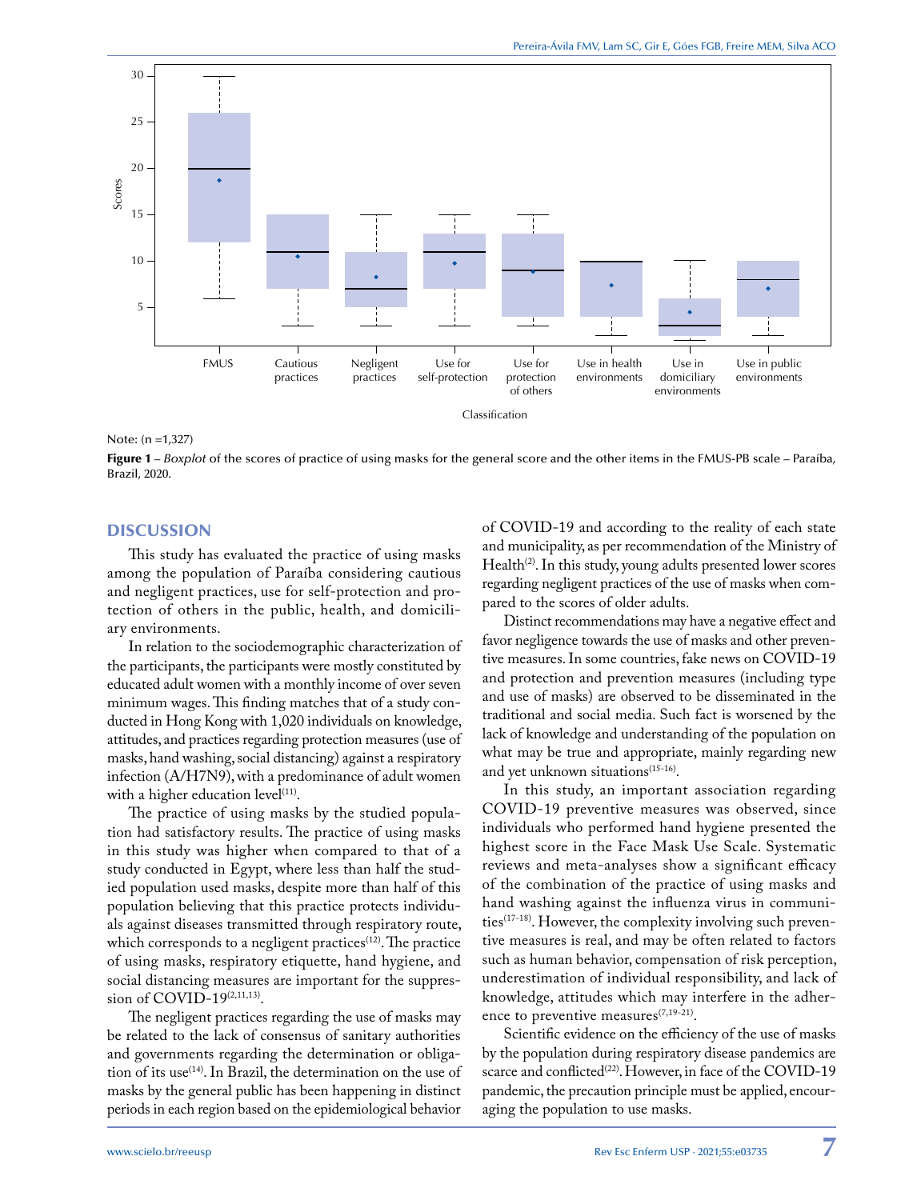Note: (n =1,327)

**Figure 1** – *Boxplot* of the scores of practice of using masks for the general score and the other items in the FMUS-PB scale – Paraíba, Brazil, 2020.

## DISCUSSION

This study has evaluated the practice of using masks among the population of Paraíba considering cautious and negligent practices, use for self-protection and protection of others in the public, health, and domiciliary environments.

In relation to the sociodemographic characterization of the participants, the participants were mostly constituted by educated adult women with a monthly income of over seven minimum wages. This finding matches that of a study conducted in Hong Kong with 1,020 individuals on knowledge, attitudes, and practices regarding protection measures (use of masks, hand washing, social distancing) against a respiratory infection (A/H7N9), with a predominance of adult women with a higher education level[11].

The practice of using masks by the studied population had satisfactory results. The practice of using masks in this study was higher when compared to that of a study conducted in Egypt, where less than half the studied population used masks, despite more than half of this population believing that this practice protects individuals against diseases transmitted through respiratory route, which corresponds to a negligent practices[12]. The practice of using masks, respiratory etiquette, hand hygiene, and social distancing measures are important for the suppression of COVID-19[2,11,13].

The negligent practices regarding the use of masks may be related to the lack of consensus of sanitary authorities and governments regarding the determination or obligation of its use[14]. In Brazil, the determination on the use of masks by the general public has been happening in distinct periods in each region based on the epidemiological behavior of COVID-19 and according to the reality of each state and municipality, as per recommendation of the Ministry of Health[2]. In this study, young adults presented lower scores regarding negligent practices of the use of masks when compared to the scores of older adults.

Distinct recommendations may have a negative effect and favor negligence towards the use of masks and other preventive measures. In some countries, fake news on COVID-19 and protection and prevention measures (including type and use of masks) are observed to be disseminated in the traditional and social media. Such fact is worsened by the lack of knowledge and understanding of the population on what may be true and appropriate, mainly regarding new and yet unknown situations[15-16].

In this study, an important association regarding COVID-19 preventive measures was observed, since individuals who performed hand hygiene presented the highest score in the Face Mask Use Scale. Systematic reviews and meta-analyses show a significant efficacy of the combination of the practice of using masks and hand washing against the influenza virus in communities[17-18]. However, the complexity involving such preventive measures is real, and may be often related to factors such as human behavior, compensation of risk perception, underestimation of individual responsibility, and lack of knowledge, attitudes which may interfere in the adherence to preventive measures[7,19-21].

Scientific evidence on the efficiency of the use of masks by the population during respiratory disease pandemics are scarce and conflicted[22]. However, in face of the COVID-19 pandemic, the precaution principle must be applied, encouraging the population to use masks.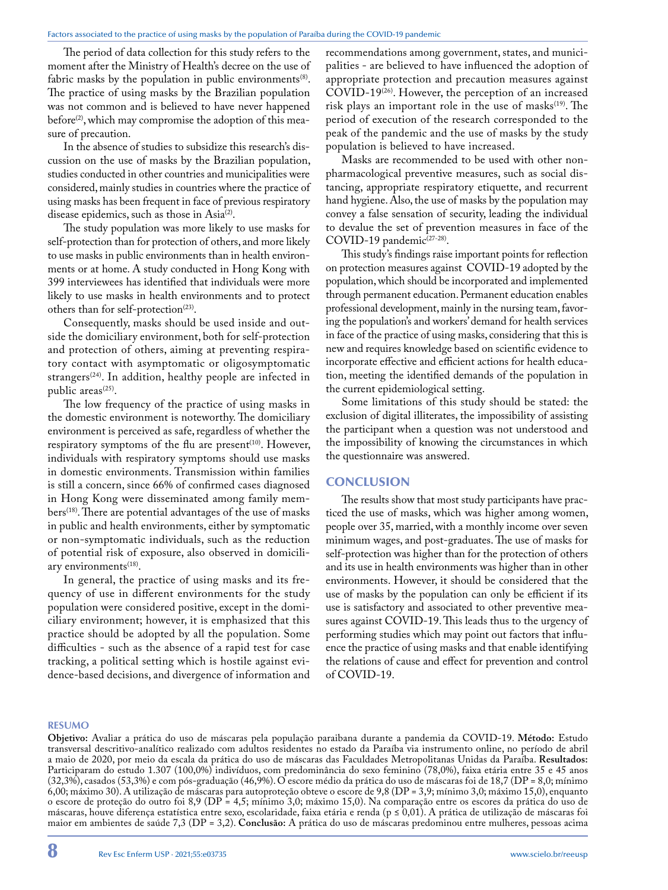The period of data collection for this study refers to the moment after the Ministry of Health's decree on the use of fabric masks by the population in public environments[8]. The practice of using masks by the Brazilian population was not common and is believed to have never happened before[2], which may compromise the adoption of this measure of precaution.

In the absence of studies to subsidize this research's discussion on the use of masks by the Brazilian population, studies conducted in other countries and municipalities were considered, mainly studies in countries where the practice of using masks has been frequent in face of previous respiratory disease epidemics, such as those in Asia[2].

The study population was more likely to use masks for self-protection than for protection of others, and more likely to use masks in public environments than in health environments or at home. A study conducted in Hong Kong with 399 interviewees has identified that individuals were more likely to use masks in health environments and to protect others than for self-protection[23].

Consequently, masks should be used inside and outside the domiciliary environment, both for self-protection and protection of others, aiming at preventing respiratory contact with asymptomatic or oligosymptomatic strangers[24]. In addition, healthy people are infected in public areas[25].

The low frequency of the practice of using masks in the domestic environment is noteworthy. The domiciliary environment is perceived as safe, regardless of whether the respiratory symptoms of the flu are present[10]. However, individuals with respiratory symptoms should use masks in domestic environments. Transmission within families is still a concern, since 66% of confirmed cases diagnosed in Hong Kong were disseminated among family members[18]. There are potential advantages of the use of masks in public and health environments, either by symptomatic or non-symptomatic individuals, such as the reduction of potential risk of exposure, also observed in domiciliary environments[18].

In general, the practice of using masks and its frequency of use in different environments for the study population were considered positive, except in the domiciliary environment; however, it is emphasized that this practice should be adopted by all the population. Some difficulties - such as the absence of a rapid test for case tracking, a political setting which is hostile against evidence-based decisions, and divergence of information and recommendations among government, states, and municipalities - are believed to have influenced the adoption of appropriate protection and precaution measures against COVID-19[26]. However, the perception of an increased risk plays an important role in the use of masks[19]. The period of execution of the research corresponded to the peak of the pandemic and the use of masks by the study population is believed to have increased.

Masks are recommended to be used with other non-pharmacological preventive measures, such as social distancing, appropriate respiratory etiquette, and recurrent hand hygiene. Also, the use of masks by the population may convey a false sensation of security, leading the individual to devalue the set of prevention measures in face of the COVID-19 pandemic[27-28].

This study's findings raise important points for reflection on protection measures against COVID-19 adopted by the population, which should be incorporated and implemented through permanent education. Permanent education enables professional development, mainly in the nursing team, favoring the population's and workers' demand for health services in face of the practice of using masks, considering that this is new and requires knowledge based on scientific evidence to incorporate effective and efficient actions for health education, meeting the identified demands of the population in the current epidemiological setting.

Some limitations of this study should be stated: the exclusion of digital illiterates, the impossibility of assisting the participant when a question was not understood and the impossibility of knowing the circumstances in which the questionnaire was answered.

## CONCLUSION

The results show that most study participants have practiced the use of masks, which was higher among women, people over 35, married, with a monthly income over seven minimum wages, and post-graduates. The use of masks for self-protection was higher than for the protection of others and its use in health environments was higher than in other environments. However, it should be considered that the use of masks by the population can only be efficient if its use is satisfactory and associated to other preventive measures against COVID-19. This leads thus to the urgency of performing studies which may point out factors that influence the practice of using masks and that enable identifying the relations of cause and effect for prevention and control of COVID-19.

## RESUMO

**Objetivo:** Avaliar a prática do uso de máscaras pela população paraibana durante a pandemia da COVID-19. **Método:** Estudo transversal descritivo-analítico realizado com adultos residentes no estado da Paraíba via instrumento online, no período de abril a maio de 2020, por meio da escala da prática do uso de máscaras das Faculdades Metropolitanas Unidas da Paraíba. **Resultados:** Participaram do estudo 1.307 (100,0%) indivíduos, com predominância do sexo feminino (78,0%), faixa etária entre 35 e 45 anos (32,3%), casados (53,3%) e com pós-graduação (46,9%). O escore médio da prática do uso de máscaras foi de 18,7 (DP = 8,0; mínimo 6,00; máximo 30). A utilização de máscaras para autoproteção obteve o escore de 9,8 (DP = 3,9; mínimo 3,0; máximo 15,0), enquanto o escore de proteção do outro foi 8,9 (DP = 4,5; mínimo 3,0; máximo 15,0). Na comparação entre os escores da prática do uso de máscaras, houve diferença estatística entre sexo, escolaridade, faixa etária e renda ($p \leq 0{,}01$). A prática de utilização de máscaras foi maior em ambientes de saúde 7,3 (DP = 3,2). **Conclusão:** A prática do uso de máscaras predominou entre mulheres, pessoas acima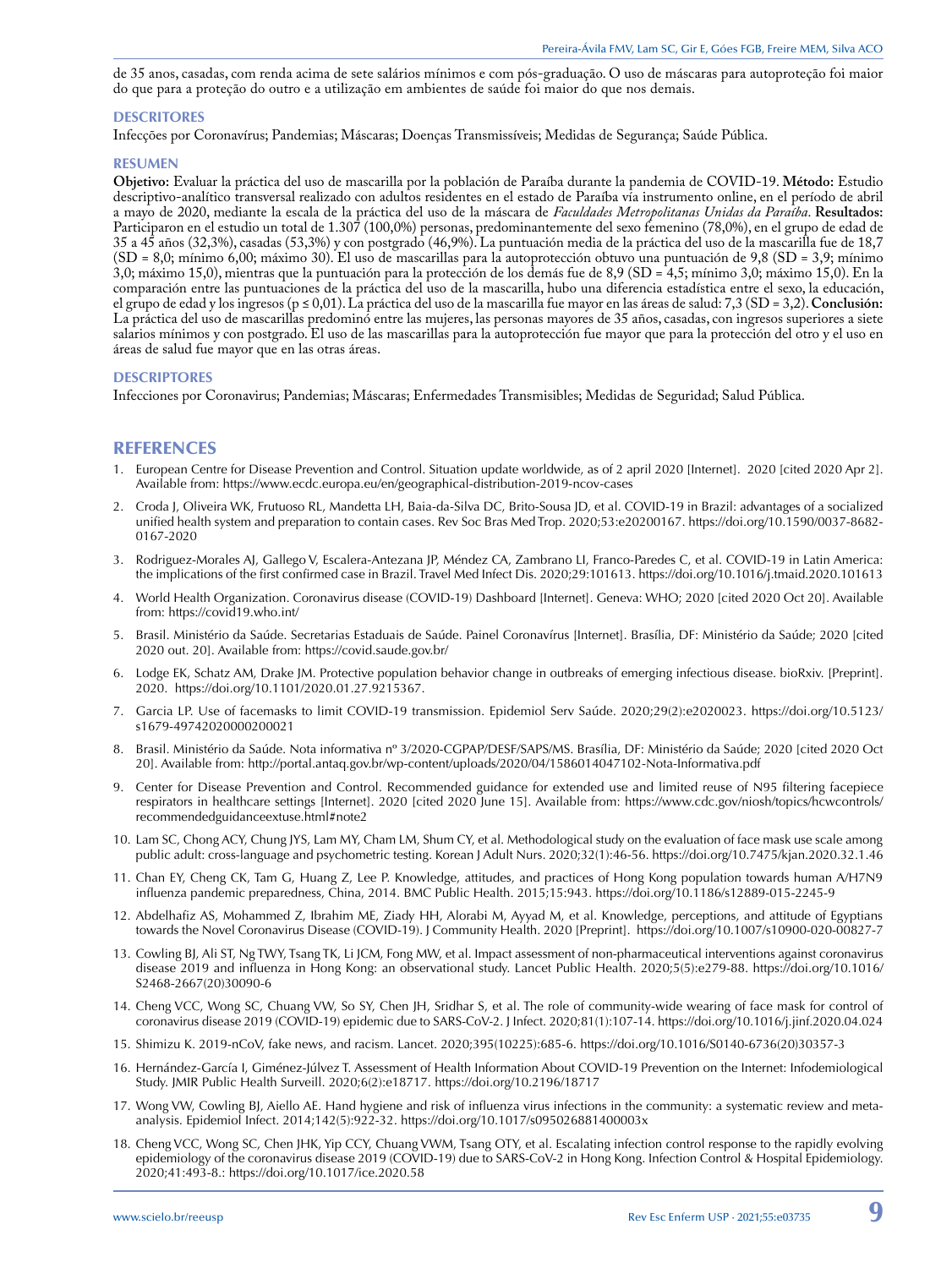de 35 anos, casadas, com renda acima de sete salários mínimos e com pós-graduação. O uso de máscaras para autoproteção foi maior do que para a proteção do outro e a utilização em ambientes de saúde foi maior do que nos demais.

### DESCRITORES

Infecções por Coronavírus; Pandemias; Máscaras; Doenças Transmissíveis; Medidas de Segurança; Saúde Pública.

### RESUMEN

**Objetivo:** Evaluar la práctica del uso de mascarilla por la población de Paraíba durante la pandemia de COVID-19. **Método:** Estudio descriptivo-analítico transversal realizado con adultos residentes en el estado de Paraíba vía instrumento online, en el período de abril a mayo de 2020, mediante la escala de la práctica del uso de la máscara de *Faculdades Metropolitanas Unidas da Paraíba*. **Resultados:** Participaron en el estudio un total de 1.307 (100,0%) personas, predominantemente del sexo femenino (78,0%), en el grupo de edad de 35 a 45 años (32,3%), casadas (53,3%) y con postgrado (46,9%). La puntuación media de la práctica del uso de la mascarilla fue de 18,7 (SD = 8,0; mínimo 6,00; máximo 30). El uso de mascarillas para la autoprotección obtuvo una puntuación de 9,8 (SD = 3,9; mínimo 3,0; máximo 15,0), mientras que la puntuación para la protección de los demás fue de 8,9 (SD = 4,5; mínimo 3,0; máximo 15,0). En la comparación entre las puntuaciones de la práctica del uso de la mascarilla, hubo una diferencia estadística entre el sexo, la educación, el grupo de edad y los ingresos ($p \leq 0{,}01$). La práctica del uso de la mascarilla fue mayor en las áreas de salud: 7,3 (SD = 3,2). **Conclusión:** La práctica del uso de mascarillas predominó entre las mujeres, las personas mayores de 35 años, casadas, con ingresos superiores a siete salarios mínimos y con postgrado. El uso de las mascarillas para la autoprotección fue mayor que para la protección del otro y el uso en áreas de salud fue mayor que en las otras áreas.

### DESCRIPTORES

Infecciones por Coronavirus; Pandemias; Máscaras; Enfermedades Transmisibles; Medidas de Seguridad; Salud Pública.

## REFERENCES

1. European Centre for Disease Prevention and Control. Situation update worldwide, as of 2 april 2020 [Internet]. 2020 [cited 2020 Apr 2]. Available from: https://www.ecdc.europa.eu/en/geographical-distribution-2019-ncov-cases
2. Croda J, Oliveira WK, Frutuoso RL, Mandetta LH, Baia-da-Silva DC, Brito-Sousa JD, et al. COVID-19 in Brazil: advantages of a socialized unified health system and preparation to contain cases. Rev Soc Bras Med Trop. 2020;53:e20200167. https://doi.org/10.1590/0037-8682-0167-2020
3. Rodriguez-Morales AJ, Gallego V, Escalera-Antezana JP, Méndez CA, Zambrano LI, Franco-Paredes C, et al. COVID-19 in Latin America: the implications of the first confirmed case in Brazil. Travel Med Infect Dis. 2020;29:101613. https://doi.org/10.1016/j.tmaid.2020.101613
4. World Health Organization. Coronavirus disease (COVID-19) Dashboard [Internet]. Geneva: WHO; 2020 [cited 2020 Oct 20]. Available from: https://covid19.who.int/
5. Brasil. Ministério da Saúde. Secretarias Estaduais de Saúde. Painel Coronavírus [Internet]. Brasília, DF: Ministério da Saúde; 2020 [cited 2020 out. 20]. Available from: https://covid.saude.gov.br/
6. Lodge EK, Schatz AM, Drake JM. Protective population behavior change in outbreaks of emerging infectious disease. bioRxiv. [Preprint]. 2020. https://doi.org/10.1101/2020.01.27.9215367.
7. Garcia LP. Use of facemasks to limit COVID-19 transmission. Epidemiol Serv Saúde. 2020;29(2):e2020023. https://doi.org/10.5123/s1679-49742020000200021
8. Brasil. Ministério da Saúde. Nota informativa nº 3/2020-CGPAP/DESF/SAPS/MS. Brasília, DF: Ministério da Saúde; 2020 [cited 2020 Oct 20]. Available from: http://portal.antaq.gov.br/wp-content/uploads/2020/04/1586014047102-Nota-Informativa.pdf
9. Center for Disease Prevention and Control. Recommended guidance for extended use and limited reuse of N95 filtering facepiece respirators in healthcare settings [Internet]. 2020 [cited 2020 June 15]. Available from: https://www.cdc.gov/niosh/topics/hcwcontrols/recommendedguidanceextuse.html#note2
10. Lam SC, Chong ACY, Chung JYS, Lam MY, Cham LM, Shum CY, et al. Methodological study on the evaluation of face mask use scale among public adult: cross-language and psychometric testing. Korean J Adult Nurs. 2020;32(1):46-56. https://doi.org/10.7475/kjan.2020.32.1.46
11. Chan EY, Cheng CK, Tam G, Huang Z, Lee P. Knowledge, attitudes, and practices of Hong Kong population towards human A/H7N9 influenza pandemic preparedness, China, 2014. BMC Public Health. 2015;15:943. https://doi.org/10.1186/s12889-015-2245-9
12. Abdelhafiz AS, Mohammed Z, Ibrahim ME, Ziady HH, Alorabi M, Ayyad M, et al. Knowledge, perceptions, and attitude of Egyptians towards the Novel Coronavirus Disease (COVID-19). J Community Health. 2020 [Preprint]. https://doi.org/10.1007/s10900-020-00827-7
13. Cowling BJ, Ali ST, Ng TWY, Tsang TK, Li JCM, Fong MW, et al. Impact assessment of non-pharmaceutical interventions against coronavirus disease 2019 and influenza in Hong Kong: an observational study. Lancet Public Health. 2020;5(5):e279-88. https://doi.org/10.1016/S2468-2667(20)30090-6
14. Cheng VCC, Wong SC, Chuang VW, So SY, Chen JH, Sridhar S, et al. The role of community-wide wearing of face mask for control of coronavirus disease 2019 (COVID-19) epidemic due to SARS-CoV-2. J Infect. 2020;81(1):107-14. https://doi.org/10.1016/j.jinf.2020.04.024
15. Shimizu K. 2019-nCoV, fake news, and racism. Lancet. 2020;395(10225):685-6. https://doi.org/10.1016/S0140-6736(20)30357-3
16. Hernández-García I, Giménez-Júlvez T. Assessment of Health Information About COVID-19 Prevention on the Internet: Infodemiological Study. JMIR Public Health Surveill. 2020;6(2):e18717. https://doi.org/10.2196/18717
17. Wong VW, Cowling BJ, Aiello AE. Hand hygiene and risk of influenza virus infections in the community: a systematic review and meta-analysis. Epidemiol Infect. 2014;142(5):922-32. https://doi.org/10.1017/s095026881400003x
18. Cheng VCC, Wong SC, Chen JHK, Yip CCY, Chuang VWM, Tsang OTY, et al. Escalating infection control response to the rapidly evolving epidemiology of the coronavirus disease 2019 (COVID-19) due to SARS-CoV-2 in Hong Kong. Infection Control & Hospital Epidemiology. 2020;41:493-8.: https://doi.org/10.1017/ice.2020.58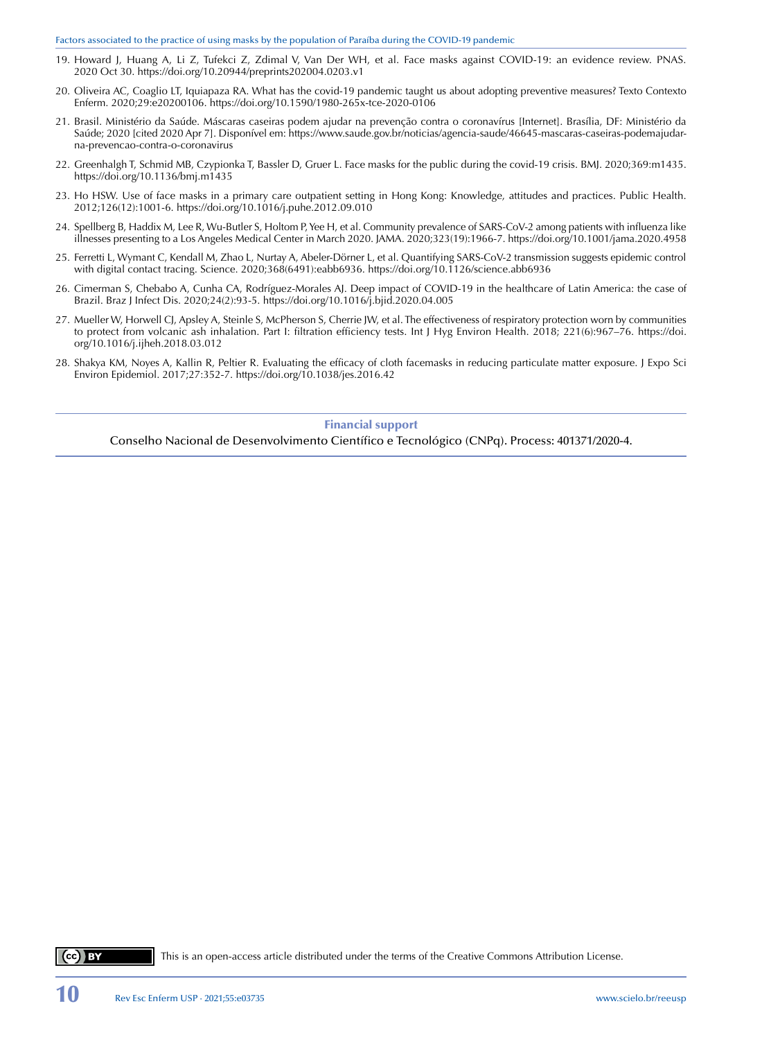19. Howard J, Huang A, Li Z, Tufekci Z, Zdimal V, Van Der WH, et al. Face masks against COVID-19: an evidence review. PNAS. 2020 Oct 30. https://doi.org/10.20944/preprints202004.0203.v1

20. Oliveira AC, Coaglio LT, Iquiapaza RA. What has the covid-19 pandemic taught us about adopting preventive measures? Texto Contexto Enferm. 2020;29:e20200106. https://doi.org/10.1590/1980-265x-tce-2020-0106

21. Brasil. Ministério da Saúde. Máscaras caseiras podem ajudar na prevenção contra o coronavírus [Internet]. Brasília, DF: Ministério da Saúde; 2020 [cited 2020 Apr 7]. Disponível em: https://www.saude.gov.br/noticias/agencia-saude/46645-mascaras-caseiras-podemajudar-na-prevencao-contra-o-coronavirus

22. Greenhalgh T, Schmid MB, Czypionka T, Bassler D, Gruer L. Face masks for the public during the covid-19 crisis. BMJ. 2020;369:m1435. https://doi.org/10.1136/bmj.m1435

23. Ho HSW. Use of face masks in a primary care outpatient setting in Hong Kong: Knowledge, attitudes and practices. Public Health. 2012;126(12):1001-6. https://doi.org/10.1016/j.puhe.2012.09.010

24. Spellberg B, Haddix M, Lee R, Wu-Butler S, Holtom P, Yee H, et al. Community prevalence of SARS-CoV-2 among patients with influenza like illnesses presenting to a Los Angeles Medical Center in March 2020. JAMA. 2020;323(19):1966-7. https://doi.org/10.1001/jama.2020.4958

25. Ferretti L, Wymant C, Kendall M, Zhao L, Nurtay A, Abeler-Dörner L, et al. Quantifying SARS-CoV-2 transmission suggests epidemic control with digital contact tracing. Science. 2020;368(6491):eabb6936. https://doi.org/10.1126/science.abb6936

26. Cimerman S, Chebabo A, Cunha CA, Rodríguez-Morales AJ. Deep impact of COVID-19 in the healthcare of Latin America: the case of Brazil. Braz J Infect Dis. 2020;24(2):93-5. https://doi.org/10.1016/j.bjid.2020.04.005

27. Mueller W, Horwell CJ, Apsley A, Steinle S, McPherson S, Cherrie JW, et al. The effectiveness of respiratory protection worn by communities to protect from volcanic ash inhalation. Part I: filtration efficiency tests. Int J Hyg Environ Health. 2018; 221(6):967–76. https://doi.org/10.1016/j.ijheh.2018.03.012

28. Shakya KM, Noyes A, Kallin R, Peltier R. Evaluating the efficacy of cloth facemasks in reducing particulate matter exposure. J Expo Sci Environ Epidemiol. 2017;27:352-7. https://doi.org/10.1038/jes.2016.42

**Financial support**

Conselho Nacional de Desenvolvimento Científico e Tecnológico (CNPq). Process: 401371/2020-4.

This is an open-access article distributed under the terms of the Creative Commons Attribution License.